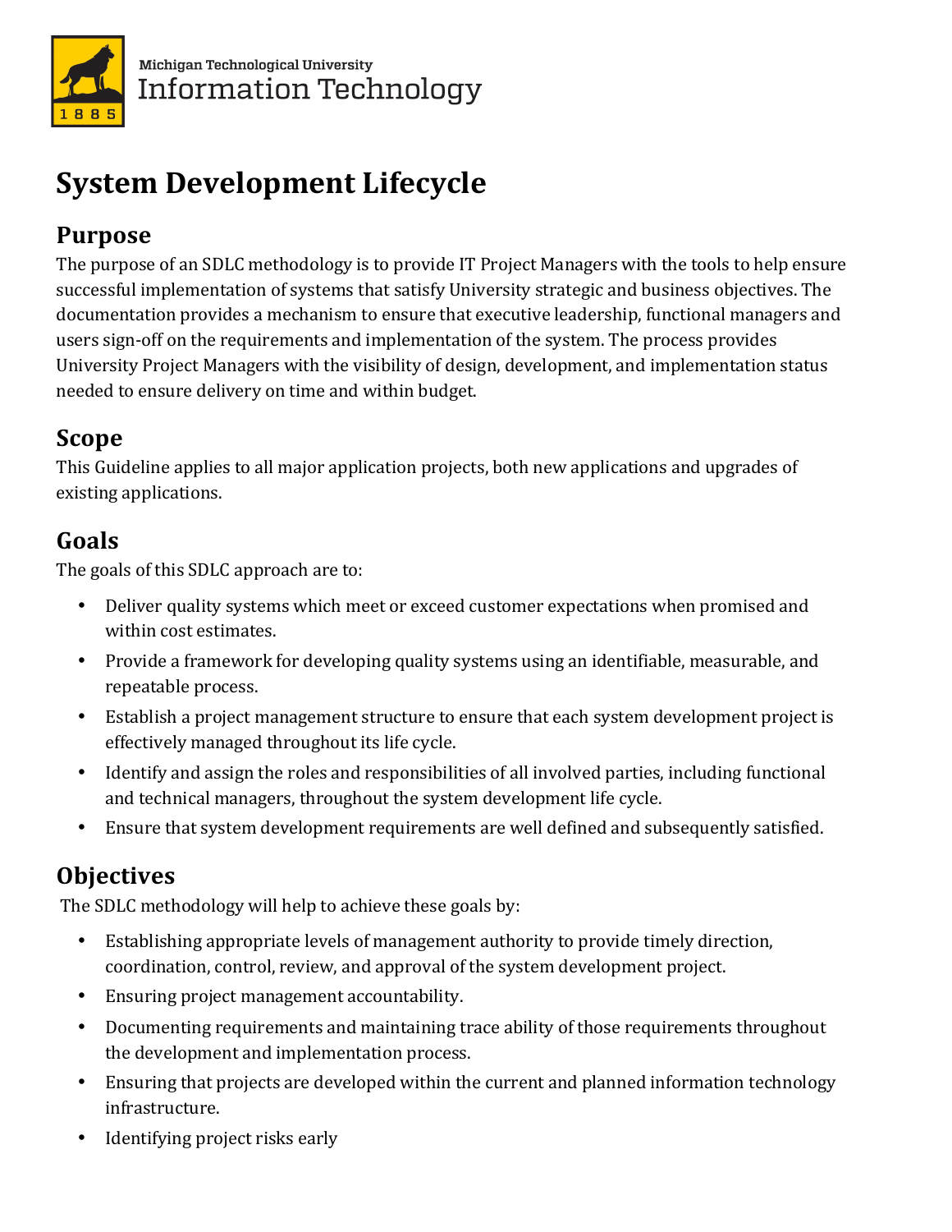Michigan Technological University
Information Technology

# System Development Lifecycle

## Purpose

The purpose of an SDLC methodology is to provide IT Project Managers with the tools to help ensure successful implementation of systems that satisfy University strategic and business objectives. The documentation provides a mechanism to ensure that executive leadership, functional managers and users sign-off on the requirements and implementation of the system. The process provides University Project Managers with the visibility of design, development, and implementation status needed to ensure delivery on time and within budget.

## Scope

This Guideline applies to all major application projects, both new applications and upgrades of existing applications.

## Goals

The goals of this SDLC approach are to:

- Deliver quality systems which meet or exceed customer expectations when promised and within cost estimates.
- Provide a framework for developing quality systems using an identifiable, measurable, and repeatable process.
- Establish a project management structure to ensure that each system development project is effectively managed throughout its life cycle.
- Identify and assign the roles and responsibilities of all involved parties, including functional and technical managers, throughout the system development life cycle.
- Ensure that system development requirements are well defined and subsequently satisfied.

## Objectives

The SDLC methodology will help to achieve these goals by:

- Establishing appropriate levels of management authority to provide timely direction, coordination, control, review, and approval of the system development project.
- Ensuring project management accountability.
- Documenting requirements and maintaining trace ability of those requirements throughout the development and implementation process.
- Ensuring that projects are developed within the current and planned information technology infrastructure.
- Identifying project risks early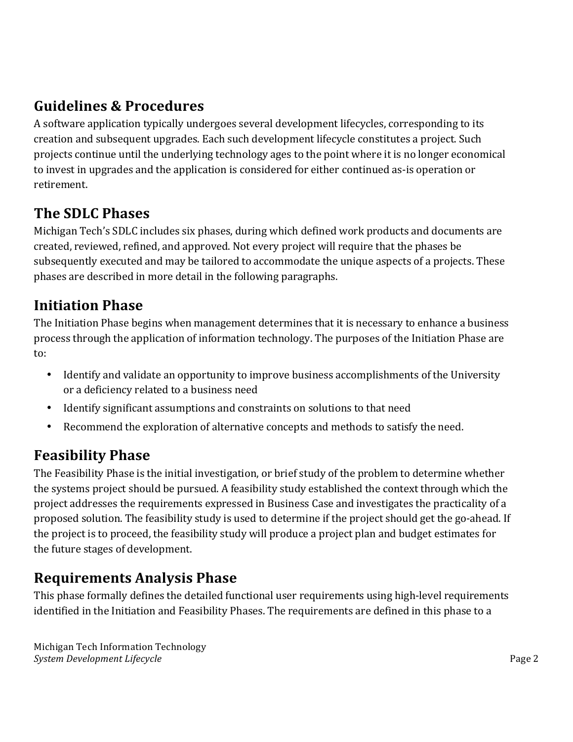## Guidelines & Procedures

A software application typically undergoes several development lifecycles, corresponding to its creation and subsequent upgrades. Each such development lifecycle constitutes a project. Such projects continue until the underlying technology ages to the point where it is no longer economical to invest in upgrades and the application is considered for either continued as-is operation or retirement.

## The SDLC Phases

Michigan Tech's SDLC includes six phases, during which defined work products and documents are created, reviewed, refined, and approved. Not every project will require that the phases be subsequently executed and may be tailored to accommodate the unique aspects of a projects. These phases are described in more detail in the following paragraphs.

## Initiation Phase

The Initiation Phase begins when management determines that it is necessary to enhance a business process through the application of information technology. The purposes of the Initiation Phase are to:

- Identify and validate an opportunity to improve business accomplishments of the University or a deficiency related to a business need
- Identify significant assumptions and constraints on solutions to that need
- Recommend the exploration of alternative concepts and methods to satisfy the need.

## Feasibility Phase

The Feasibility Phase is the initial investigation, or brief study of the problem to determine whether the systems project should be pursued. A feasibility study established the context through which the project addresses the requirements expressed in Business Case and investigates the practicality of a proposed solution. The feasibility study is used to determine if the project should get the go-ahead. If the project is to proceed, the feasibility study will produce a project plan and budget estimates for the future stages of development.

## Requirements Analysis Phase

This phase formally defines the detailed functional user requirements using high-level requirements identified in the Initiation and Feasibility Phases. The requirements are defined in this phase to a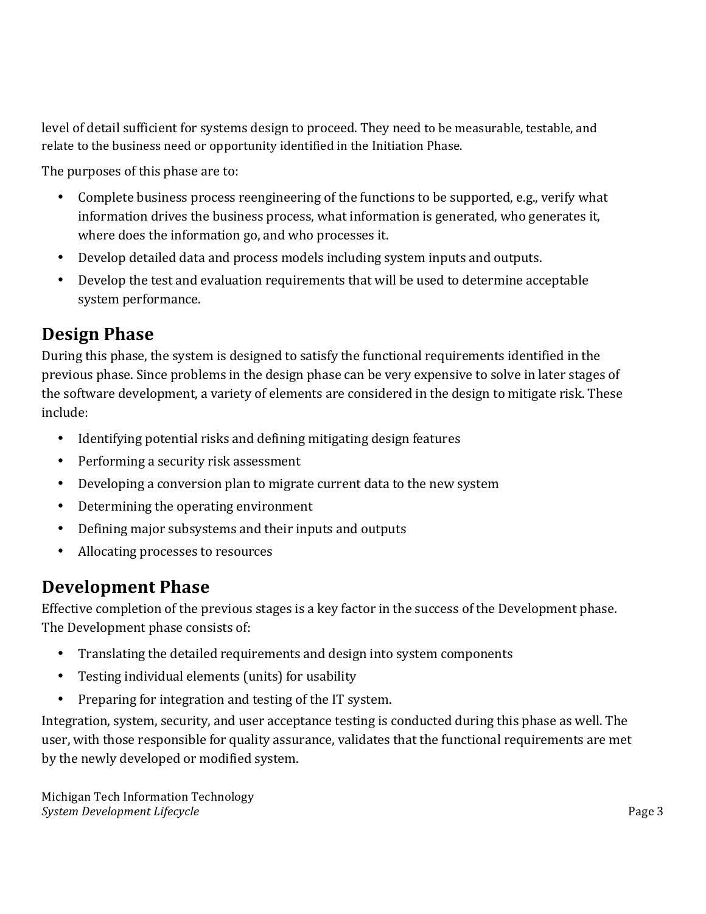level of detail sufficient for systems design to proceed. They need to be measurable, testable, and relate to the business need or opportunity identified in the Initiation Phase.

The purposes of this phase are to:

- Complete business process reengineering of the functions to be supported, e.g., verify what information drives the business process, what information is generated, who generates it, where does the information go, and who processes it.
- Develop detailed data and process models including system inputs and outputs.
- Develop the test and evaluation requirements that will be used to determine acceptable system performance.

## Design Phase

During this phase, the system is designed to satisfy the functional requirements identified in the previous phase. Since problems in the design phase can be very expensive to solve in later stages of the software development, a variety of elements are considered in the design to mitigate risk. These include:

- Identifying potential risks and defining mitigating design features
- Performing a security risk assessment
- Developing a conversion plan to migrate current data to the new system
- Determining the operating environment
- Defining major subsystems and their inputs and outputs
- Allocating processes to resources

## Development Phase

Effective completion of the previous stages is a key factor in the success of the Development phase. The Development phase consists of:

- Translating the detailed requirements and design into system components
- Testing individual elements (units) for usability
- Preparing for integration and testing of the IT system.

Integration, system, security, and user acceptance testing is conducted during this phase as well. The user, with those responsible for quality assurance, validates that the functional requirements are met by the newly developed or modified system.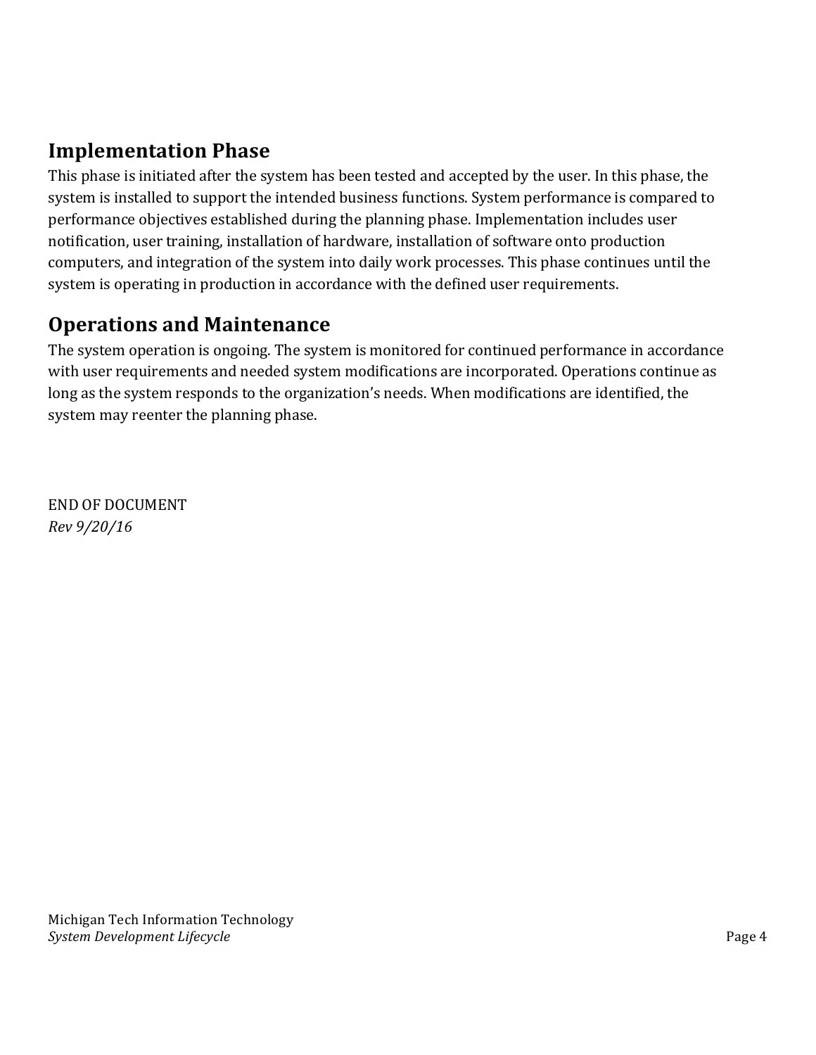## Implementation Phase

This phase is initiated after the system has been tested and accepted by the user. In this phase, the system is installed to support the intended business functions. System performance is compared to performance objectives established during the planning phase. Implementation includes user notification, user training, installation of hardware, installation of software onto production computers, and integration of the system into daily work processes. This phase continues until the system is operating in production in accordance with the defined user requirements.

## Operations and Maintenance

The system operation is ongoing. The system is monitored for continued performance in accordance with user requirements and needed system modifications are incorporated. Operations continue as long as the system responds to the organization's needs. When modifications are identified, the system may reenter the planning phase.

END OF DOCUMENT
*Rev 9/20/16*